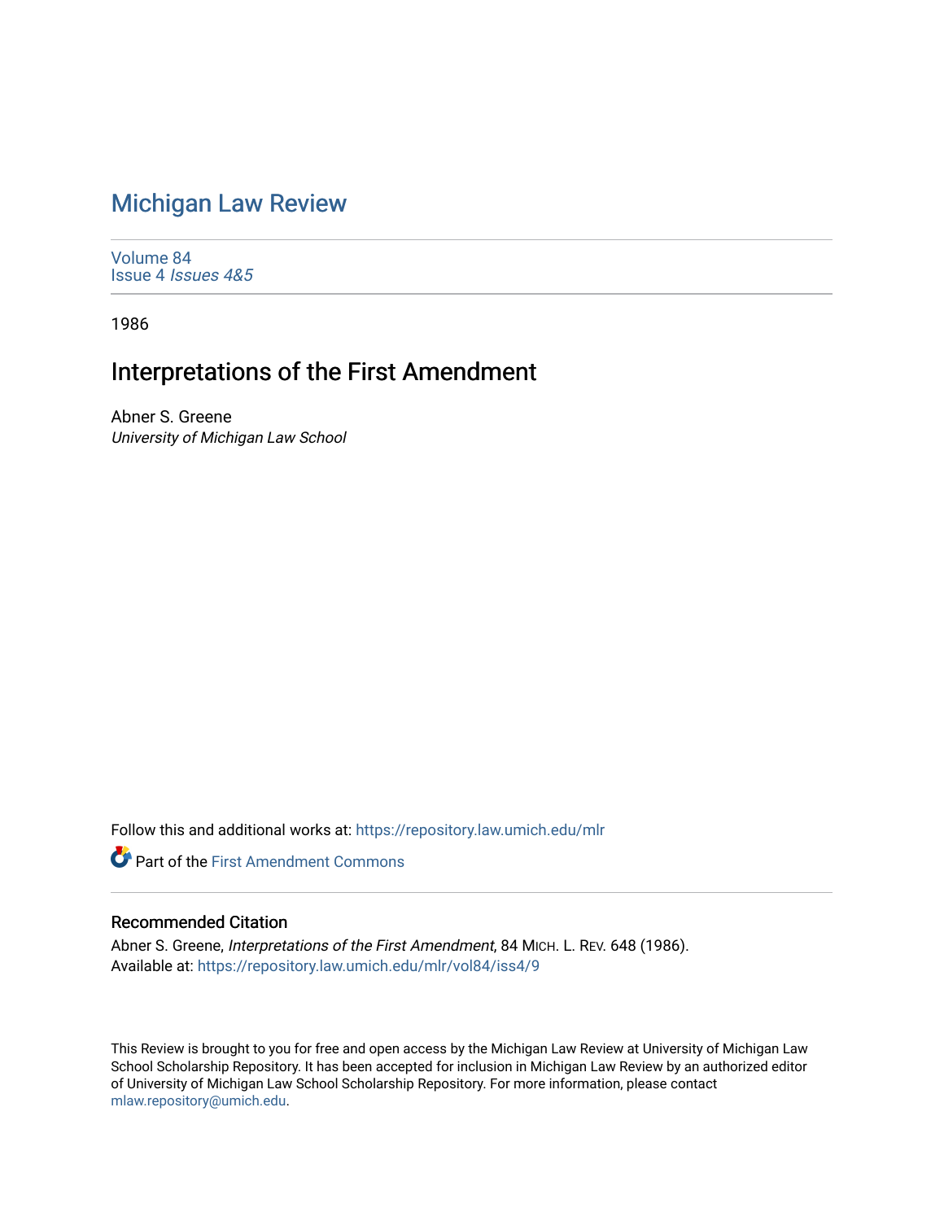# Michigan Law Review

Volume 84
Issue 4 *Issues 4&5*

1986

## Interpretations of the First Amendment

Abner S. Greene
*University of Michigan Law School*

Follow this and additional works at: https://repository.law.umich.edu/mlr

Part of the First Amendment Commons

### Recommended Citation

Abner S. Greene, *Interpretations of the First Amendment*, 84 MICH. L. REV. 648 (1986).
Available at: https://repository.law.umich.edu/mlr/vol84/iss4/9

This Review is brought to you for free and open access by the Michigan Law Review at University of Michigan Law School Scholarship Repository. It has been accepted for inclusion in Michigan Law Review by an authorized editor of University of Michigan Law School Scholarship Repository. For more information, please contact mlaw.repository@umich.edu.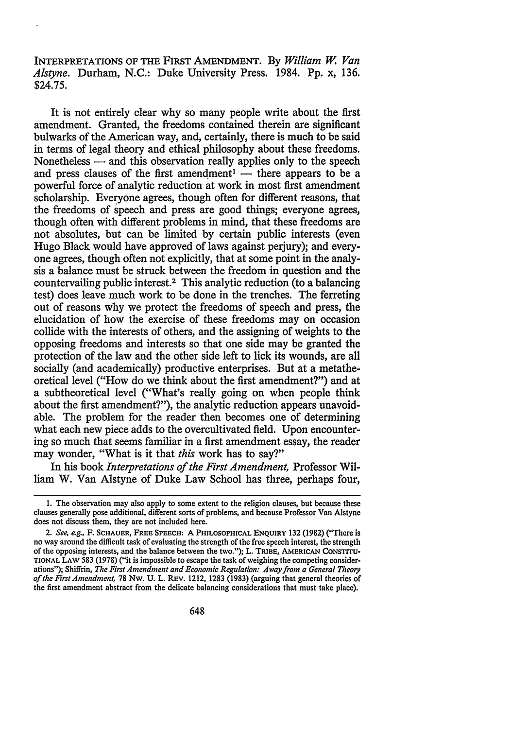INTERPRETATIONS OF THE FIRST AMENDMENT. By *William W. Van Alstyne*. Durham, N.C.: Duke University Press. 1984. Pp. x, 136. $24.75.

It is not entirely clear why so many people write about the first amendment. Granted, the freedoms contained therein are significant bulwarks of the American way, and, certainly, there is much to be said in terms of legal theory and ethical philosophy about these freedoms. Nonetheless — and this observation really applies only to the speech and press clauses of the first amendment[1] — there appears to be a powerful force of analytic reduction at work in most first amendment scholarship. Everyone agrees, though often for different reasons, that the freedoms of speech and press are good things; everyone agrees, though often with different problems in mind, that these freedoms are not absolutes, but can be limited by certain public interests (even Hugo Black would have approved of laws against perjury); and everyone agrees, though often not explicitly, that at some point in the analysis a balance must be struck between the freedom in question and the countervailing public interest.[2] This analytic reduction (to a balancing test) does leave much work to be done in the trenches. The ferreting out of reasons why we protect the freedoms of speech and press, the elucidation of how the exercise of these freedoms may on occasion collide with the interests of others, and the assigning of weights to the opposing freedoms and interests so that one side may be granted the protection of the law and the other side left to lick its wounds, are all socially (and academically) productive enterprises. But at a metatheoretical level ("How do we think about the first amendment?") and at a subtheoretical level ("What's really going on when people think about the first amendment?"), the analytic reduction appears unavoidable. The problem for the reader then becomes one of determining what each new piece adds to the overcultivated field. Upon encountering so much that seems familiar in a first amendment essay, the reader may wonder, "What is it that *this* work has to say?"

In his book *Interpretations of the First Amendment*, Professor William W. Van Alstyne of Duke Law School has three, perhaps four,

---

1. The observation may also apply to some extent to the religion clauses, but because these clauses generally pose additional, different sorts of problems, and because Professor Van Alstyne does not discuss them, they are not included here.

2. *See, e.g.*, F. SCHAUER, FREE SPEECH: A PHILOSOPHICAL ENQUIRY 132 (1982) ("There is no way around the difficult task of evaluating the strength of the free speech interest, the strength of the opposing interests, and the balance between the two."); L. TRIBE, AMERICAN CONSTITUTIONAL LAW 583 (1978) ("it is impossible to escape the task of weighing the competing considerations"); Shiffrin, *The First Amendment and Economic Regulation: Away from a General Theory of the First Amendment*, 78 NW. U. L. REV. 1212, 1283 (1983) (arguing that general theories of the first amendment abstract from the delicate balancing considerations that must take place).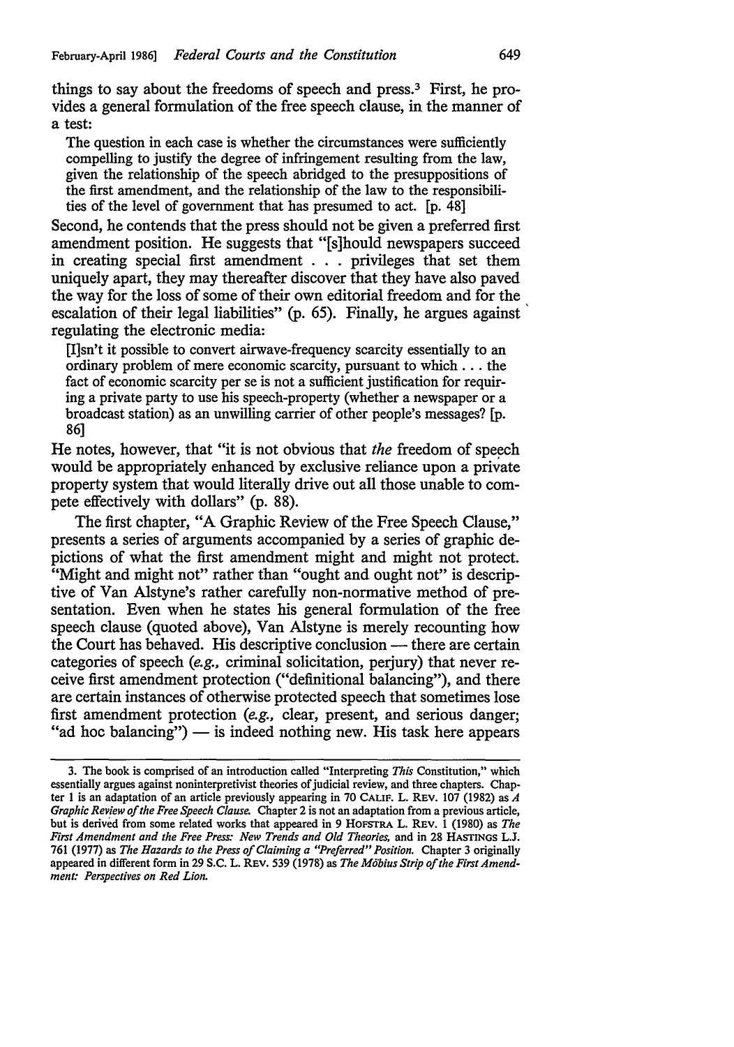things to say about the freedoms of speech and press.[3] First, he provides a general formulation of the free speech clause, in the manner of a test:

> The question in each case is whether the circumstances were sufficiently compelling to justify the degree of infringement resulting from the law, given the relationship of the speech abridged to the presuppositions of the first amendment, and the relationship of the law to the responsibilities of the level of government that has presumed to act. [p. 48]

Second, he contends that the press should not be given a preferred first amendment position. He suggests that "[s]hould newspapers succeed in creating special first amendment . . . privileges that set them uniquely apart, they may thereafter discover that they have also paved the way for the loss of some of their own editorial freedom and for the escalation of their legal liabilities" (p. 65). Finally, he argues against regulating the electronic media:

> [I]sn't it possible to convert airwave-frequency scarcity essentially to an ordinary problem of mere economic scarcity, pursuant to which . . . the fact of economic scarcity per se is not a sufficient justification for requiring a private party to use his speech-property (whether a newspaper or a broadcast station) as an unwilling carrier of other people's messages? [p. 86]

He notes, however, that "it is not obvious that *the* freedom of speech would be appropriately enhanced by exclusive reliance upon a private property system that would literally drive out all those unable to compete effectively with dollars" (p. 88).

The first chapter, "A Graphic Review of the Free Speech Clause," presents a series of arguments accompanied by a series of graphic depictions of what the first amendment might and might not protect. "Might and might not" rather than "ought and ought not" is descriptive of Van Alstyne's rather carefully non-normative method of presentation. Even when he states his general formulation of the free speech clause (quoted above), Van Alstyne is merely recounting how the Court has behaved. His descriptive conclusion — there are certain categories of speech (*e.g.*, criminal solicitation, perjury) that never receive first amendment protection ("definitional balancing"), and there are certain instances of otherwise protected speech that sometimes lose first amendment protection (*e.g.*, clear, present, and serious danger; "ad hoc balancing") — is indeed nothing new. His task here appears

---

3. The book is comprised of an introduction called "Interpreting *This* Constitution," which essentially argues against noninterpretivist theories of judicial review, and three chapters. Chapter 1 is an adaptation of an article previously appearing in 70 CALIF. L. REV. 107 (1982) as *A Graphic Review of the Free Speech Clause*. Chapter 2 is not an adaptation from a previous article, but is derived from some related works that appeared in 9 HOFSTRA L. REV. 1 (1980) as *The First Amendment and the Free Press: New Trends and Old Theories*, and in 28 HASTINGS L.J. 761 (1977) as *The Hazards to the Press of Claiming a "Preferred" Position*. Chapter 3 originally appeared in different form in 29 S.C. L. REV. 539 (1978) as *The Möbius Strip of the First Amendment: Perspectives on Red Lion*.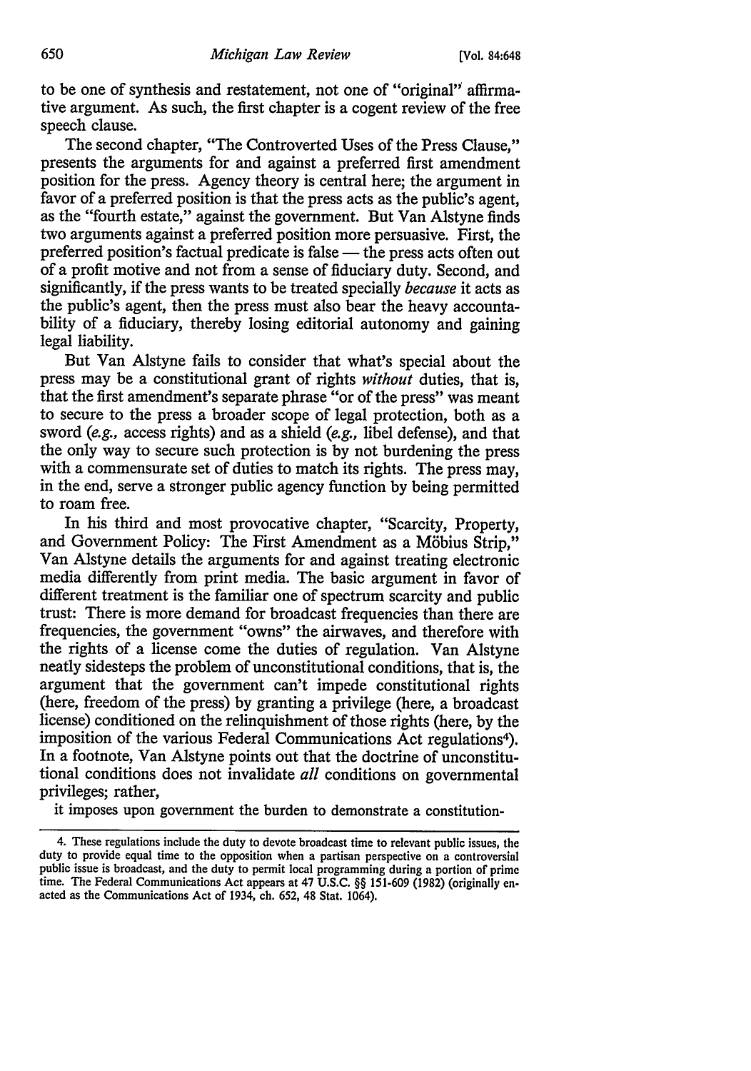to be one of synthesis and restatement, not one of "original" affirmative argument. As such, the first chapter is a cogent review of the free speech clause.

The second chapter, "The Controverted Uses of the Press Clause," presents the arguments for and against a preferred first amendment position for the press. Agency theory is central here; the argument in favor of a preferred position is that the press acts as the public's agent, as the "fourth estate," against the government. But Van Alstyne finds two arguments against a preferred position more persuasive. First, the preferred position's factual predicate is false — the press acts often out of a profit motive and not from a sense of fiduciary duty. Second, and significantly, if the press wants to be treated specially *because* it acts as the public's agent, then the press must also bear the heavy accountability of a fiduciary, thereby losing editorial autonomy and gaining legal liability.

But Van Alstyne fails to consider that what's special about the press may be a constitutional grant of rights *without* duties, that is, that the first amendment's separate phrase "or of the press" was meant to secure to the press a broader scope of legal protection, both as a sword (*e.g.,* access rights) and as a shield (*e.g.,* libel defense), and that the only way to secure such protection is by not burdening the press with a commensurate set of duties to match its rights. The press may, in the end, serve a stronger public agency function by being permitted to roam free.

In his third and most provocative chapter, "Scarcity, Property, and Government Policy: The First Amendment as a Möbius Strip," Van Alstyne details the arguments for and against treating electronic media differently from print media. The basic argument in favor of different treatment is the familiar one of spectrum scarcity and public trust: There is more demand for broadcast frequencies than there are frequencies, the government "owns" the airwaves, and therefore with the rights of a license come the duties of regulation. Van Alstyne neatly sidesteps the problem of unconstitutional conditions, that is, the argument that the government can't impede constitutional rights (here, freedom of the press) by granting a privilege (here, a broadcast license) conditioned on the relinquishment of those rights (here, by the imposition of the various Federal Communications Act regulations[4]). In a footnote, Van Alstyne points out that the doctrine of unconstitutional conditions does not invalidate *all* conditions on governmental privileges; rather,

> it imposes upon government the burden to demonstrate a constitution-

---

4. These regulations include the duty to devote broadcast time to relevant public issues, the duty to provide equal time to the opposition when a partisan perspective on a controversial public issue is broadcast, and the duty to permit local programming during a portion of prime time. The Federal Communications Act appears at 47 U.S.C. §§ 151-609 (1982) (originally enacted as the Communications Act of 1934, ch. 652, 48 Stat. 1064).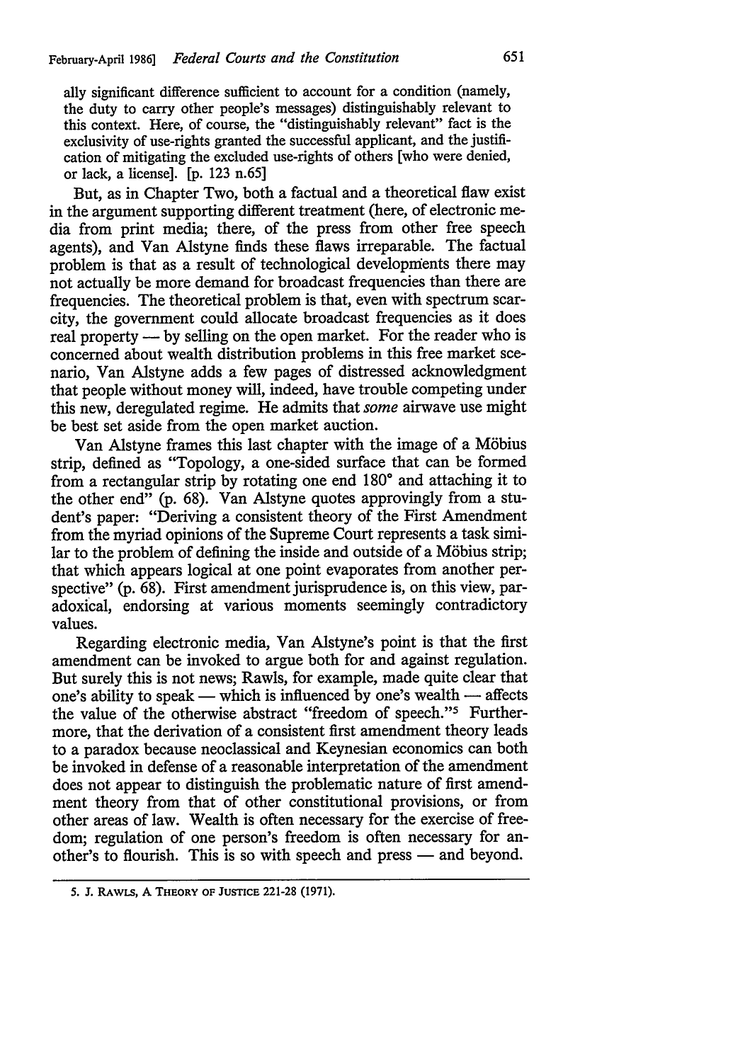ally significant difference sufficient to account for a condition (namely, the duty to carry other people's messages) distinguishably relevant to this context. Here, of course, the "distinguishably relevant" fact is the exclusivity of use-rights granted the successful applicant, and the justification of mitigating the excluded use-rights of others [who were denied, or lack, a license]. [p. 123 n.65]

But, as in Chapter Two, both a factual and a theoretical flaw exist in the argument supporting different treatment (here, of electronic media from print media; there, of the press from other free speech agents), and Van Alstyne finds these flaws irreparable. The factual problem is that as a result of technological developments there may not actually be more demand for broadcast frequencies than there are frequencies. The theoretical problem is that, even with spectrum scarcity, the government could allocate broadcast frequencies as it does real property — by selling on the open market. For the reader who is concerned about wealth distribution problems in this free market scenario, Van Alstyne adds a few pages of distressed acknowledgment that people without money will, indeed, have trouble competing under this new, deregulated regime. He admits that *some* airwave use might be best set aside from the open market auction.

Van Alstyne frames this last chapter with the image of a Möbius strip, defined as "Topology, a one-sided surface that can be formed from a rectangular strip by rotating one end 180° and attaching it to the other end" (p. 68). Van Alstyne quotes approvingly from a student's paper: "Deriving a consistent theory of the First Amendment from the myriad opinions of the Supreme Court represents a task similar to the problem of defining the inside and outside of a Möbius strip; that which appears logical at one point evaporates from another perspective" (p. 68). First amendment jurisprudence is, on this view, paradoxical, endorsing at various moments seemingly contradictory values.

Regarding electronic media, Van Alstyne's point is that the first amendment can be invoked to argue both for and against regulation. But surely this is not news; Rawls, for example, made quite clear that one's ability to speak — which is influenced by one's wealth — affects the value of the otherwise abstract "freedom of speech."[5] Furthermore, that the derivation of a consistent first amendment theory leads to a paradox because neoclassical and Keynesian economics can both be invoked in defense of a reasonable interpretation of the amendment does not appear to distinguish the problematic nature of first amendment theory from that of other constitutional provisions, or from other areas of law. Wealth is often necessary for the exercise of freedom; regulation of one person's freedom is often necessary for another's to flourish. This is so with speech and press — and beyond.

---

5. J. Rawls, A Theory of Justice 221-28 (1971).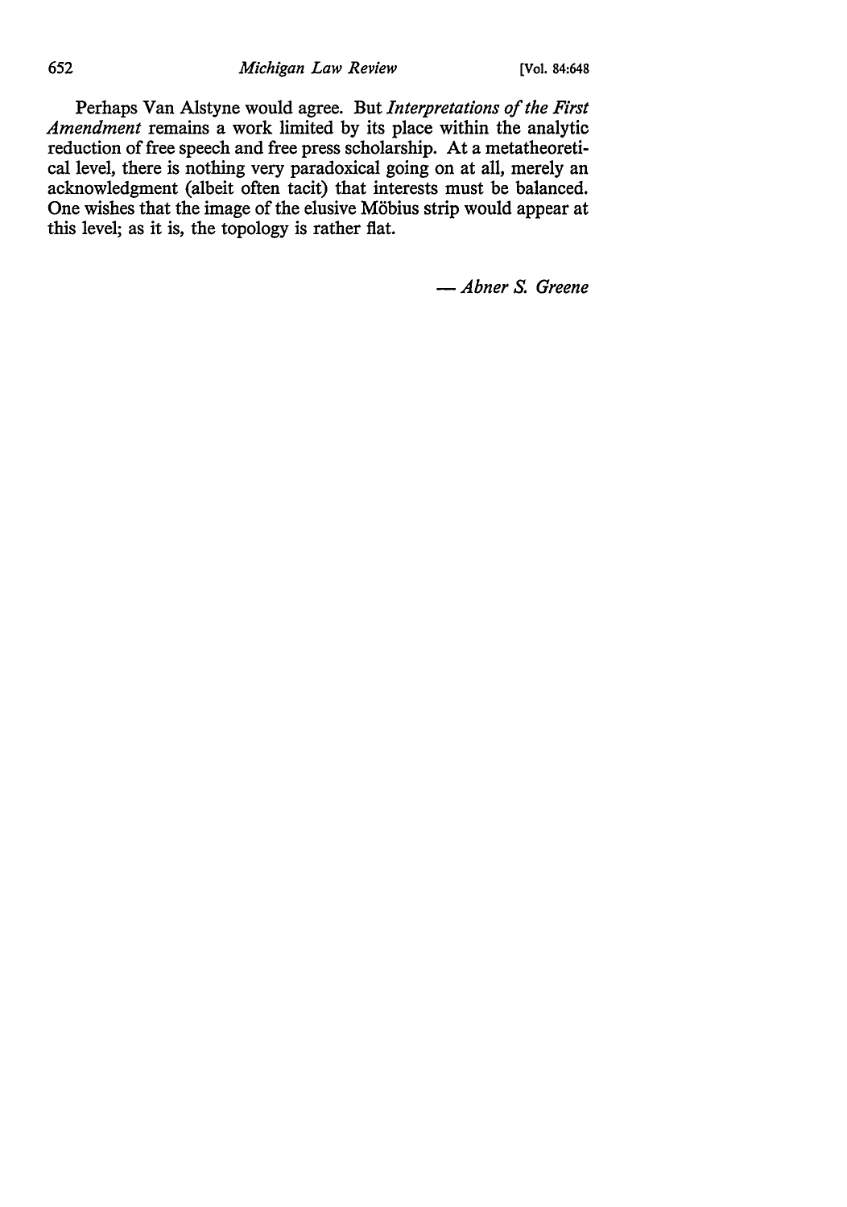Perhaps Van Alstyne would agree. But *Interpretations of the First Amendment* remains a work limited by its place within the analytic reduction of free speech and free press scholarship. At a metatheoretical level, there is nothing very paradoxical going on at all, merely an acknowledgment (albeit often tacit) that interests must be balanced. One wishes that the image of the elusive Möbius strip would appear at this level; as it is, the topology is rather flat.

— *Abner S. Greene*